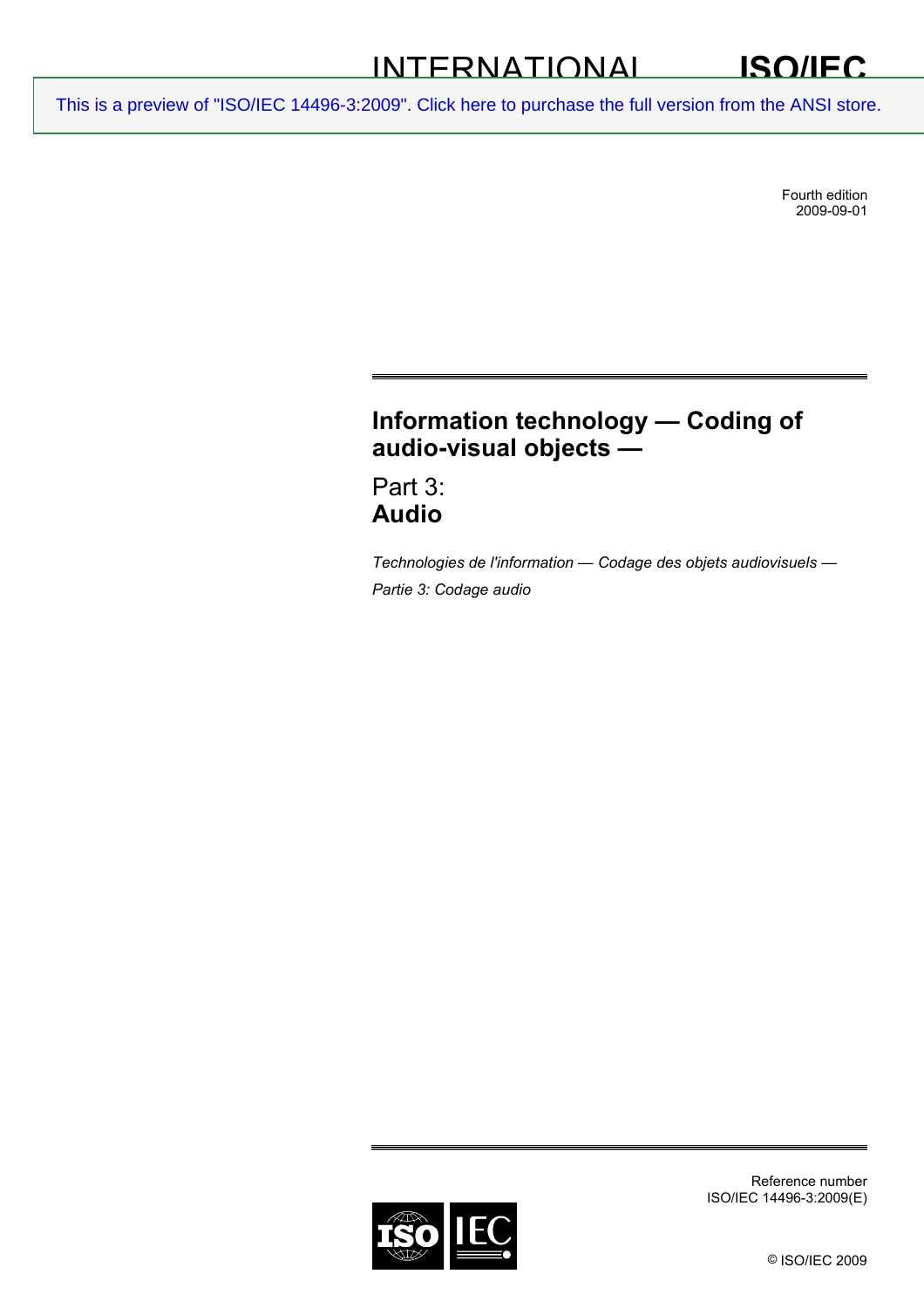INTERNATIONAL STANDARD

**ISO/IEC 14496-3**

This is a preview of "ISO/IEC 14496-3:2009". Click here to purchase the full version from the ANSI store.

Fourth edition
2009-09-01

# Information technology — Coding of audio-visual objects —

## Part 3: **Audio**

*Technologies de l'information — Codage des objets audiovisuels — Partie 3: Codage audio*

Reference number
ISO/IEC 14496-3:2009(E)

© ISO/IEC 2009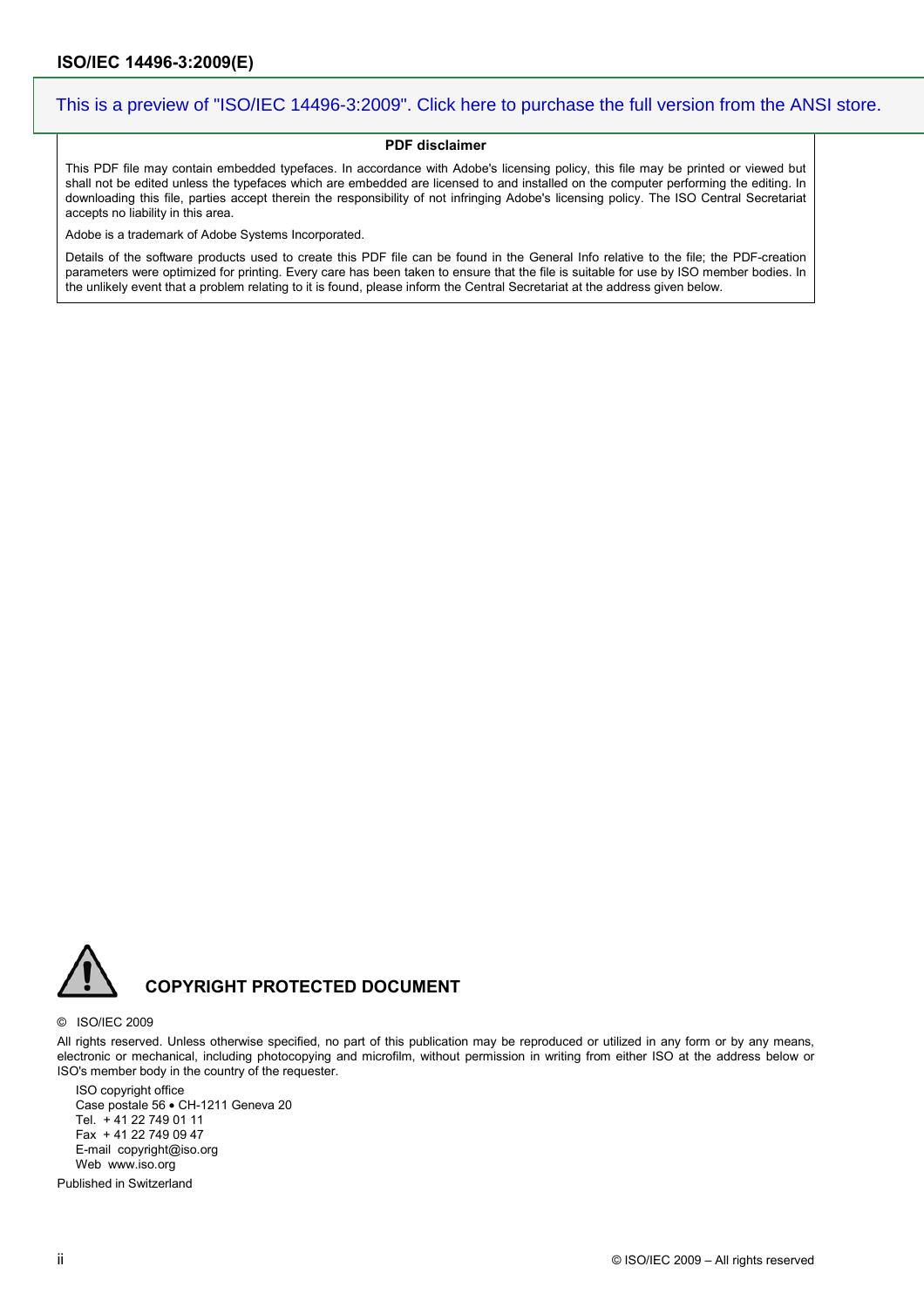This is a preview of "ISO/IEC 14496-3:2009". Click here to purchase the full version from the ANSI store.

**PDF disclaimer**

This PDF file may contain embedded typefaces. In accordance with Adobe's licensing policy, this file may be printed or viewed but shall not be edited unless the typefaces which are embedded are licensed to and installed on the computer performing the editing. In downloading this file, parties accept therein the responsibility of not infringing Adobe's licensing policy. The ISO Central Secretariat accepts no liability in this area.

Adobe is a trademark of Adobe Systems Incorporated.

Details of the software products used to create this PDF file can be found in the General Info relative to the file; the PDF-creation parameters were optimized for printing. Every care has been taken to ensure that the file is suitable for use by ISO member bodies. In the unlikely event that a problem relating to it is found, please inform the Central Secretariat at the address given below.

**COPYRIGHT PROTECTED DOCUMENT**

© ISO/IEC 2009

All rights reserved. Unless otherwise specified, no part of this publication may be reproduced or utilized in any form or by any means, electronic or mechanical, including photocopying and microfilm, without permission in writing from either ISO at the address below or ISO's member body in the country of the requester.

ISO copyright office
Case postale 56 • CH-1211 Geneva 20
Tel. + 41 22 749 01 11
Fax + 41 22 749 09 47
E-mail copyright@iso.org
Web www.iso.org

Published in Switzerland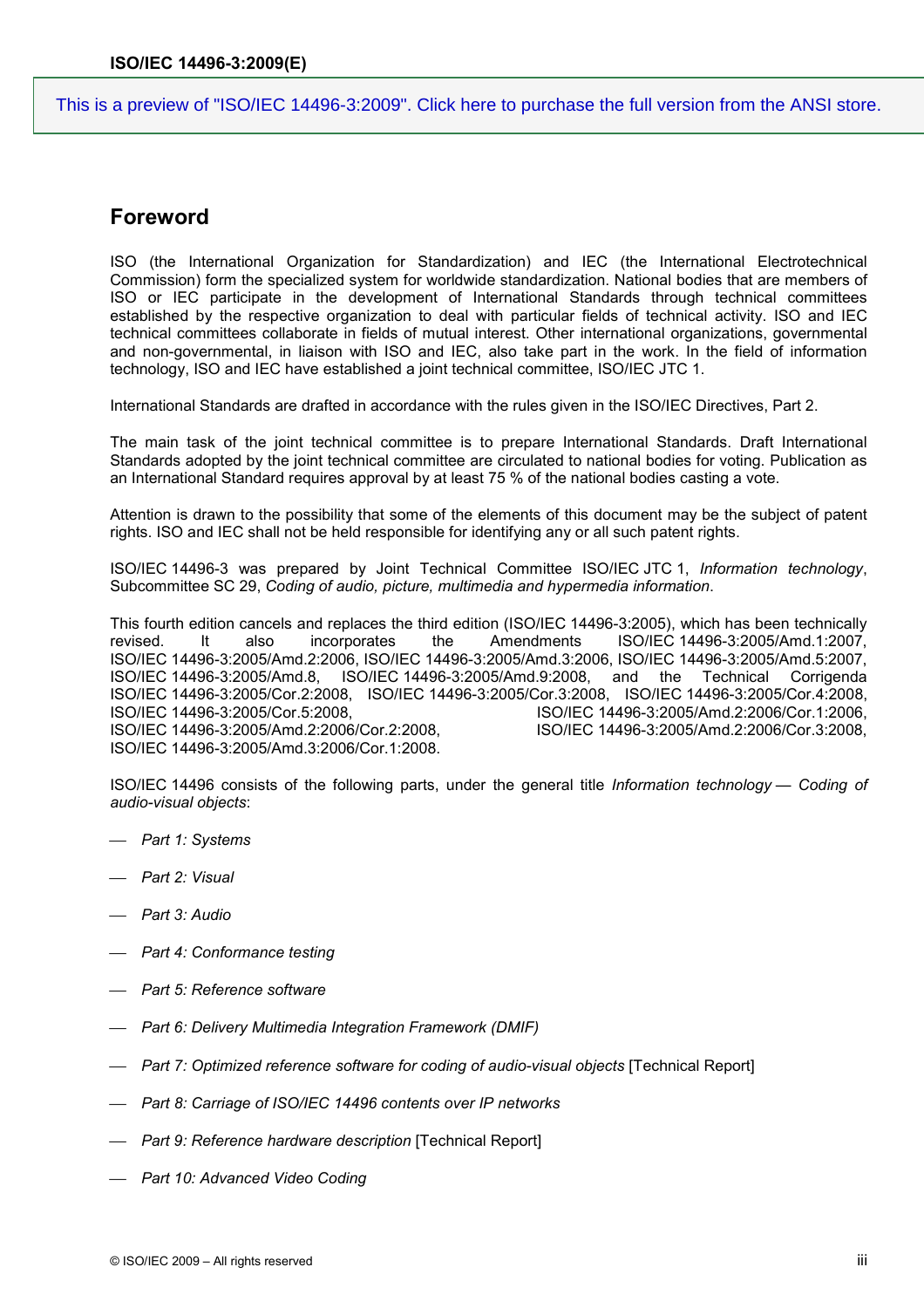## Foreword

ISO (the International Organization for Standardization) and IEC (the International Electrotechnical Commission) form the specialized system for worldwide standardization. National bodies that are members of ISO or IEC participate in the development of International Standards through technical committees established by the respective organization to deal with particular fields of technical activity. ISO and IEC technical committees collaborate in fields of mutual interest. Other international organizations, governmental and non-governmental, in liaison with ISO and IEC, also take part in the work. In the field of information technology, ISO and IEC have established a joint technical committee, ISO/IEC JTC 1.

International Standards are drafted in accordance with the rules given in the ISO/IEC Directives, Part 2.

The main task of the joint technical committee is to prepare International Standards. Draft International Standards adopted by the joint technical committee are circulated to national bodies for voting. Publication as an International Standard requires approval by at least 75 % of the national bodies casting a vote.

Attention is drawn to the possibility that some of the elements of this document may be the subject of patent rights. ISO and IEC shall not be held responsible for identifying any or all such patent rights.

ISO/IEC 14496-3 was prepared by Joint Technical Committee ISO/IEC JTC 1, *Information technology*, Subcommittee SC 29, *Coding of audio, picture, multimedia and hypermedia information*.

This fourth edition cancels and replaces the third edition (ISO/IEC 14496-3:2005), which has been technically revised. It also incorporates the Amendments ISO/IEC 14496-3:2005/Amd.1:2007, ISO/IEC 14496-3:2005/Amd.2:2006, ISO/IEC 14496-3:2005/Amd.3:2006, ISO/IEC 14496-3:2005/Amd.5:2007, ISO/IEC 14496-3:2005/Amd.8, ISO/IEC 14496-3:2005/Amd.9:2008, and the Technical Corrigenda ISO/IEC 14496-3:2005/Cor.2:2008, ISO/IEC 14496-3:2005/Cor.3:2008, ISO/IEC 14496-3:2005/Cor.4:2008, ISO/IEC 14496-3:2005/Cor.5:2008, ISO/IEC 14496-3:2005/Amd.2:2006/Cor.1:2006, ISO/IEC 14496-3:2005/Amd.2:2006/Cor.2:2008, ISO/IEC 14496-3:2005/Amd.2:2006/Cor.3:2008, ISO/IEC 14496-3:2005/Amd.3:2006/Cor.1:2008.

ISO/IEC 14496 consists of the following parts, under the general title *Information technology — Coding of audio-visual objects*:

- *Part 1: Systems*
- *Part 2: Visual*
- *Part 3: Audio*
- *Part 4: Conformance testing*
- *Part 5: Reference software*
- *Part 6: Delivery Multimedia Integration Framework (DMIF)*
- *Part 7: Optimized reference software for coding of audio-visual objects* [Technical Report]
- *Part 8: Carriage of ISO/IEC 14496 contents over IP networks*
- *Part 9: Reference hardware description* [Technical Report]
- *Part 10: Advanced Video Coding*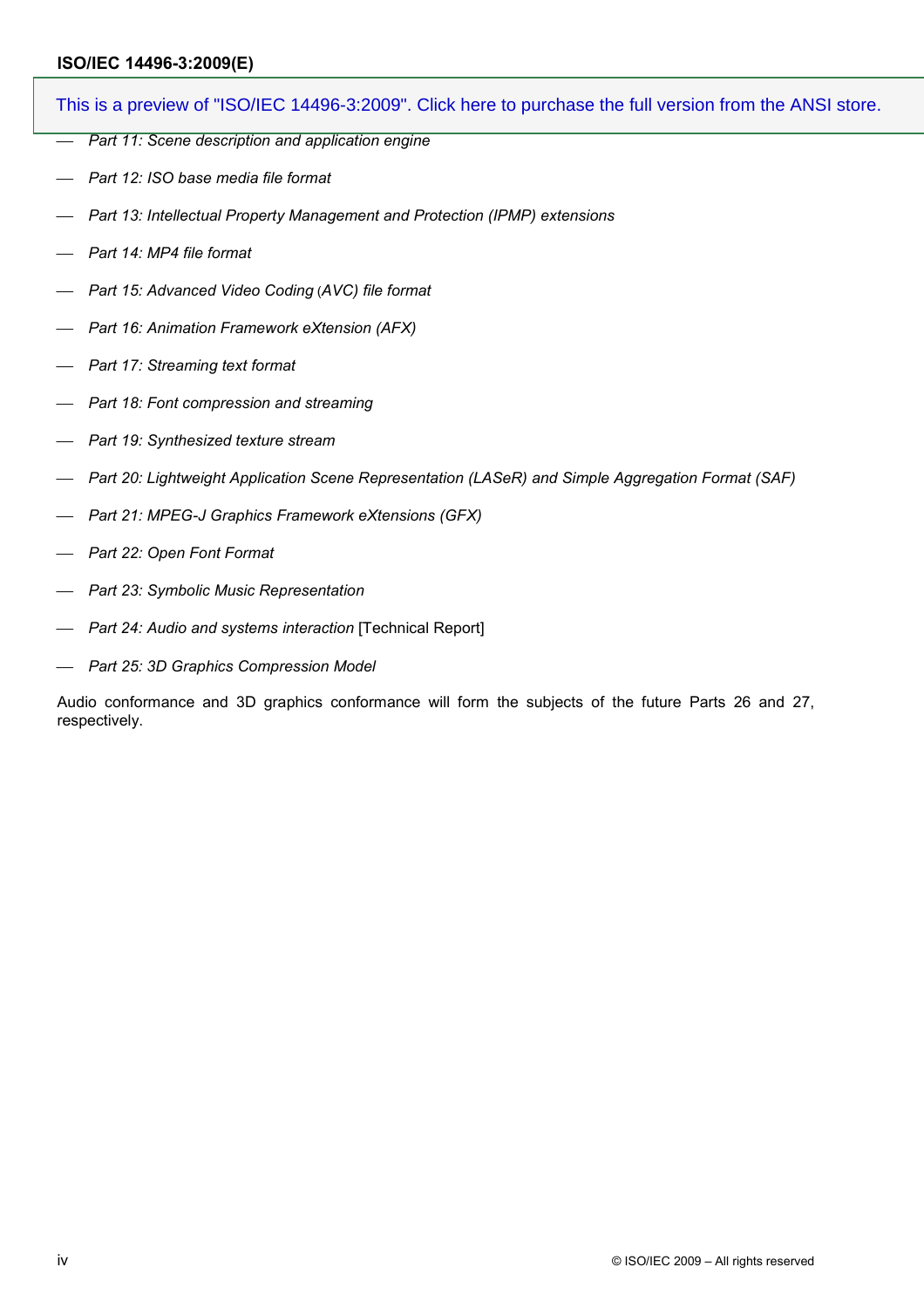- *Part 11: Scene description and application engine*
- *Part 12: ISO base media file format*
- *Part 13: Intellectual Property Management and Protection (IPMP) extensions*
- *Part 14: MP4 file format*
- *Part 15: Advanced Video Coding (AVC) file format*
- *Part 16: Animation Framework eXtension (AFX)*
- *Part 17: Streaming text format*
- *Part 18: Font compression and streaming*
- *Part 19: Synthesized texture stream*
- *Part 20: Lightweight Application Scene Representation (LASeR) and Simple Aggregation Format (SAF)*
- *Part 21: MPEG-J Graphics Framework eXtensions (GFX)*
- *Part 22: Open Font Format*
- *Part 23: Symbolic Music Representation*
- *Part 24: Audio and systems interaction* [Technical Report]
- *Part 25: 3D Graphics Compression Model*

Audio conformance and 3D graphics conformance will form the subjects of the future Parts 26 and 27, respectively.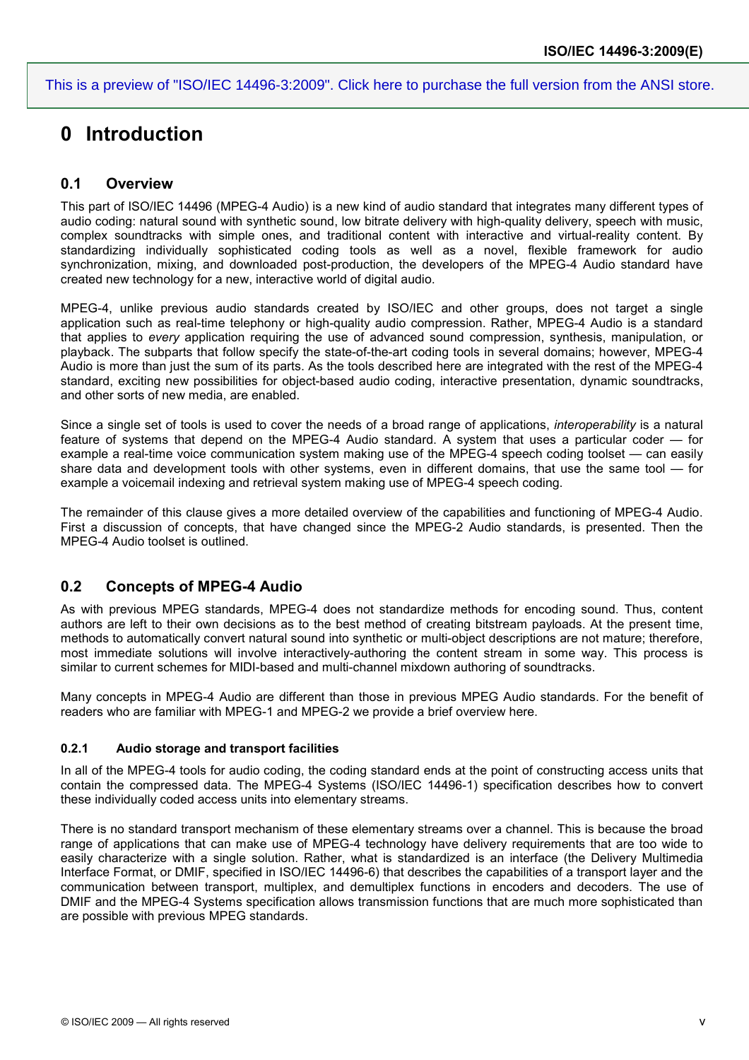This is a preview of "ISO/IEC 14496-3:2009". Click here to purchase the full version from the ANSI store.

# 0 Introduction

## 0.1 Overview

This part of ISO/IEC 14496 (MPEG-4 Audio) is a new kind of audio standard that integrates many different types of audio coding: natural sound with synthetic sound, low bitrate delivery with high-quality delivery, speech with music, complex soundtracks with simple ones, and traditional content with interactive and virtual-reality content. By standardizing individually sophisticated coding tools as well as a novel, flexible framework for audio synchronization, mixing, and downloaded post-production, the developers of the MPEG-4 Audio standard have created new technology for a new, interactive world of digital audio.

MPEG-4, unlike previous audio standards created by ISO/IEC and other groups, does not target a single application such as real-time telephony or high-quality audio compression. Rather, MPEG-4 Audio is a standard that applies to *every* application requiring the use of advanced sound compression, synthesis, manipulation, or playback. The subparts that follow specify the state-of-the-art coding tools in several domains; however, MPEG-4 Audio is more than just the sum of its parts. As the tools described here are integrated with the rest of the MPEG-4 standard, exciting new possibilities for object-based audio coding, interactive presentation, dynamic soundtracks, and other sorts of new media, are enabled.

Since a single set of tools is used to cover the needs of a broad range of applications, *interoperability* is a natural feature of systems that depend on the MPEG-4 Audio standard. A system that uses a particular coder — for example a real-time voice communication system making use of the MPEG-4 speech coding toolset — can easily share data and development tools with other systems, even in different domains, that use the same tool — for example a voicemail indexing and retrieval system making use of MPEG-4 speech coding.

The remainder of this clause gives a more detailed overview of the capabilities and functioning of MPEG-4 Audio. First a discussion of concepts, that have changed since the MPEG-2 Audio standards, is presented. Then the MPEG-4 Audio toolset is outlined.

## 0.2 Concepts of MPEG-4 Audio

As with previous MPEG standards, MPEG-4 does not standardize methods for encoding sound. Thus, content authors are left to their own decisions as to the best method of creating bitstream payloads. At the present time, methods to automatically convert natural sound into synthetic or multi-object descriptions are not mature; therefore, most immediate solutions will involve interactively-authoring the content stream in some way. This process is similar to current schemes for MIDI-based and multi-channel mixdown authoring of soundtracks.

Many concepts in MPEG-4 Audio are different than those in previous MPEG Audio standards. For the benefit of readers who are familiar with MPEG-1 and MPEG-2 we provide a brief overview here.

### 0.2.1 Audio storage and transport facilities

In all of the MPEG-4 tools for audio coding, the coding standard ends at the point of constructing access units that contain the compressed data. The MPEG-4 Systems (ISO/IEC 14496-1) specification describes how to convert these individually coded access units into elementary streams.

There is no standard transport mechanism of these elementary streams over a channel. This is because the broad range of applications that can make use of MPEG-4 technology have delivery requirements that are too wide to easily characterize with a single solution. Rather, what is standardized is an interface (the Delivery Multimedia Interface Format, or DMIF, specified in ISO/IEC 14496-6) that describes the capabilities of a transport layer and the communication between transport, multiplex, and demultiplex functions in encoders and decoders. The use of DMIF and the MPEG-4 Systems specification allows transmission functions that are much more sophisticated than are possible with previous MPEG standards.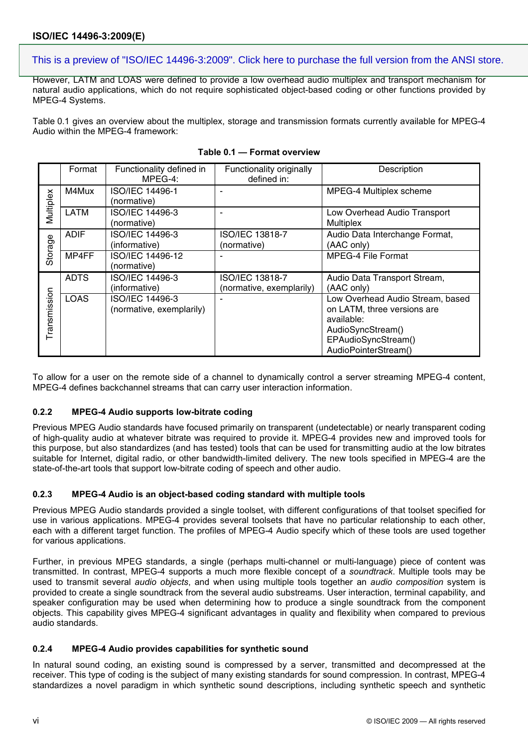However, LATM and LOAS were defined to provide a low overhead audio multiplex and transport mechanism for natural audio applications, which do not require sophisticated object-based coding or other functions provided by MPEG-4 Systems.

Table 0.1 gives an overview about the multiplex, storage and transmission formats currently available for MPEG-4 Audio within the MPEG-4 framework:

**Table 0.1 — Format overview**

| | Format | Functionality defined in MPEG-4: | Functionality originally defined in: | Description |
|---|---|---|---|---|
| Multiplex | M4Mux | ISO/IEC 14496-1 (normative) | - | MPEG-4 Multiplex scheme |
| | LATM | ISO/IEC 14496-3 (normative) | - | Low Overhead Audio Transport Multiplex |
| Storage | ADIF | ISO/IEC 14496-3 (informative) | ISO/IEC 13818-7 (normative) | Audio Data Interchange Format, (AAC only) |
| | MP4FF | ISO/IEC 14496-12 (normative) | - | MPEG-4 File Format |
| Transmission | ADTS | ISO/IEC 14496-3 (informative) | ISO/IEC 13818-7 (normative, exemplarily) | Audio Data Transport Stream, (AAC only) |
| | LOAS | ISO/IEC 14496-3 (normative, exemplarily) | - | Low Overhead Audio Stream, based on LATM, three versions are available: AudioSyncStream() EPAudioSyncStream() AudioPointerStream() |

To allow for a user on the remote side of a channel to dynamically control a server streaming MPEG-4 content, MPEG-4 defines backchannel streams that can carry user interaction information.

### 0.2.2 MPEG-4 Audio supports low-bitrate coding

Previous MPEG Audio standards have focused primarily on transparent (undetectable) or nearly transparent coding of high-quality audio at whatever bitrate was required to provide it. MPEG-4 provides new and improved tools for this purpose, but also standardizes (and has tested) tools that can be used for transmitting audio at the low bitrates suitable for Internet, digital radio, or other bandwidth-limited delivery. The new tools specified in MPEG-4 are the state-of-the-art tools that support low-bitrate coding of speech and other audio.

### 0.2.3 MPEG-4 Audio is an object-based coding standard with multiple tools

Previous MPEG Audio standards provided a single toolset, with different configurations of that toolset specified for use in various applications. MPEG-4 provides several toolsets that have no particular relationship to each other, each with a different target function. The profiles of MPEG-4 Audio specify which of these tools are used together for various applications.

Further, in previous MPEG standards, a single (perhaps multi-channel or multi-language) piece of content was transmitted. In contrast, MPEG-4 supports a much more flexible concept of a *soundtrack*. Multiple tools may be used to transmit several *audio objects*, and when using multiple tools together an *audio composition* system is provided to create a single soundtrack from the several audio substreams. User interaction, terminal capability, and speaker configuration may be used when determining how to produce a single soundtrack from the component objects. This capability gives MPEG-4 significant advantages in quality and flexibility when compared to previous audio standards.

### 0.2.4 MPEG-4 Audio provides capabilities for synthetic sound

In natural sound coding, an existing sound is compressed by a server, transmitted and decompressed at the receiver. This type of coding is the subject of many existing standards for sound compression. In contrast, MPEG-4 standardizes a novel paradigm in which synthetic sound descriptions, including synthetic speech and synthetic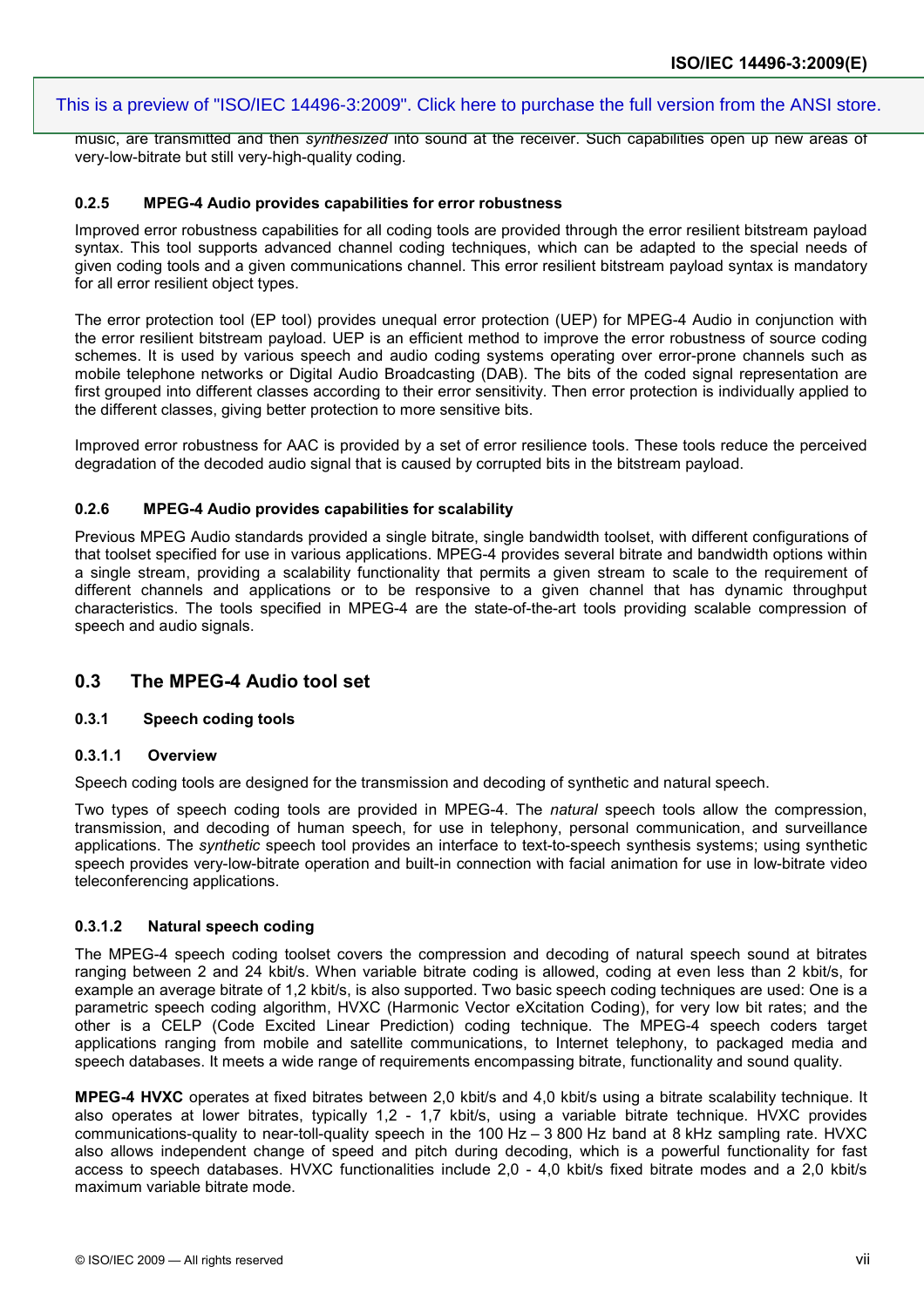music, are transmitted and then *synthesized* into sound at the receiver. Such capabilities open up new areas of very-low-bitrate but still very-high-quality coding.

#### 0.2.5 MPEG-4 Audio provides capabilities for error robustness

Improved error robustness capabilities for all coding tools are provided through the error resilient bitstream payload syntax. This tool supports advanced channel coding techniques, which can be adapted to the special needs of given coding tools and a given communications channel. This error resilient bitstream payload syntax is mandatory for all error resilient object types.

The error protection tool (EP tool) provides unequal error protection (UEP) for MPEG-4 Audio in conjunction with the error resilient bitstream payload. UEP is an efficient method to improve the error robustness of source coding schemes. It is used by various speech and audio coding systems operating over error-prone channels such as mobile telephone networks or Digital Audio Broadcasting (DAB). The bits of the coded signal representation are first grouped into different classes according to their error sensitivity. Then error protection is individually applied to the different classes, giving better protection to more sensitive bits.

Improved error robustness for AAC is provided by a set of error resilience tools. These tools reduce the perceived degradation of the decoded audio signal that is caused by corrupted bits in the bitstream payload.

#### 0.2.6 MPEG-4 Audio provides capabilities for scalability

Previous MPEG Audio standards provided a single bitrate, single bandwidth toolset, with different configurations of that toolset specified for use in various applications. MPEG-4 provides several bitrate and bandwidth options within a single stream, providing a scalability functionality that permits a given stream to scale to the requirement of different channels and applications or to be responsive to a given channel that has dynamic throughput characteristics. The tools specified in MPEG-4 are the state-of-the-art tools providing scalable compression of speech and audio signals.

## 0.3 The MPEG-4 Audio tool set

### 0.3.1 Speech coding tools

#### 0.3.1.1 Overview

Speech coding tools are designed for the transmission and decoding of synthetic and natural speech.

Two types of speech coding tools are provided in MPEG-4. The *natural* speech tools allow the compression, transmission, and decoding of human speech, for use in telephony, personal communication, and surveillance applications. The *synthetic* speech tool provides an interface to text-to-speech synthesis systems; using synthetic speech provides very-low-bitrate operation and built-in connection with facial animation for use in low-bitrate video teleconferencing applications.

#### 0.3.1.2 Natural speech coding

The MPEG-4 speech coding toolset covers the compression and decoding of natural speech sound at bitrates ranging between 2 and 24 kbit/s. When variable bitrate coding is allowed, coding at even less than 2 kbit/s, for example an average bitrate of 1,2 kbit/s, is also supported. Two basic speech coding techniques are used: One is a parametric speech coding algorithm, HVXC (Harmonic Vector eXcitation Coding), for very low bit rates; and the other is a CELP (Code Excited Linear Prediction) coding technique. The MPEG-4 speech coders target applications ranging from mobile and satellite communications, to Internet telephony, to packaged media and speech databases. It meets a wide range of requirements encompassing bitrate, functionality and sound quality.

**MPEG-4 HVXC** operates at fixed bitrates between 2,0 kbit/s and 4,0 kbit/s using a bitrate scalability technique. It also operates at lower bitrates, typically 1,2 - 1,7 kbit/s, using a variable bitrate technique. HVXC provides communications-quality to near-toll-quality speech in the 100 Hz – 3 800 Hz band at 8 kHz sampling rate. HVXC also allows independent change of speed and pitch during decoding, which is a powerful functionality for fast access to speech databases. HVXC functionalities include 2,0 - 4,0 kbit/s fixed bitrate modes and a 2,0 kbit/s maximum variable bitrate mode.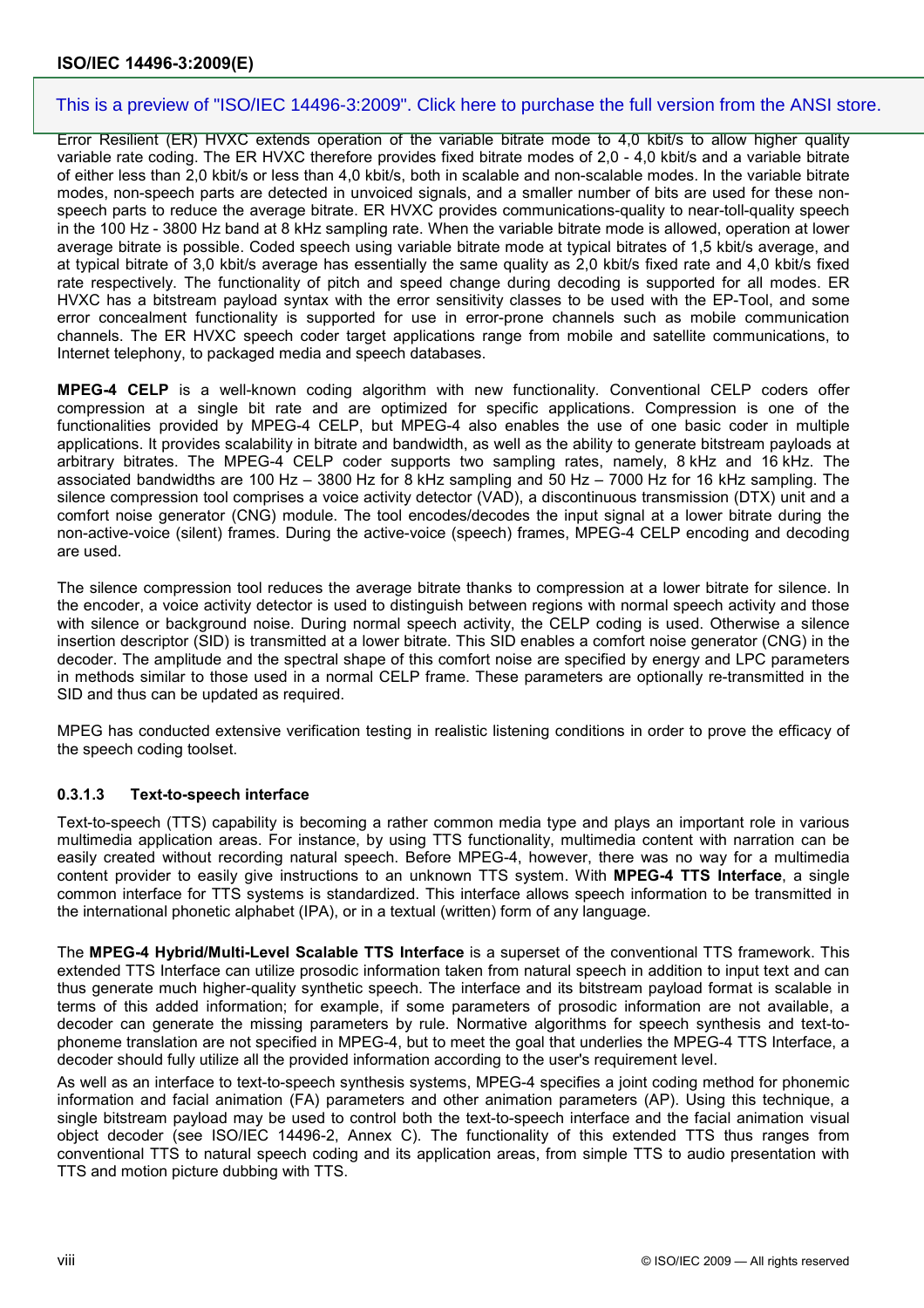Error Resilient (ER) HVXC extends operation of the variable bitrate mode to 4,0 kbit/s to allow higher quality variable rate coding. The ER HVXC therefore provides fixed bitrate modes of 2,0 - 4,0 kbit/s and a variable bitrate of either less than 2,0 kbit/s or less than 4,0 kbit/s, both in scalable and non-scalable modes. In the variable bitrate modes, non-speech parts are detected in unvoiced signals, and a smaller number of bits are used for these non-speech parts to reduce the average bitrate. ER HVXC provides communications-quality to near-toll-quality speech in the 100 Hz - 3800 Hz band at 8 kHz sampling rate. When the variable bitrate mode is allowed, operation at lower average bitrate is possible. Coded speech using variable bitrate mode at typical bitrates of 1,5 kbit/s average, and at typical bitrate of 3,0 kbit/s average has essentially the same quality as 2,0 kbit/s fixed rate and 4,0 kbit/s fixed rate respectively. The functionality of pitch and speed change during decoding is supported for all modes. ER HVXC has a bitstream payload syntax with the error sensitivity classes to be used with the EP-Tool, and some error concealment functionality is supported for use in error-prone channels such as mobile communication channels. The ER HVXC speech coder target applications range from mobile and satellite communications, to Internet telephony, to packaged media and speech databases.

**MPEG-4 CELP** is a well-known coding algorithm with new functionality. Conventional CELP coders offer compression at a single bit rate and are optimized for specific applications. Compression is one of the functionalities provided by MPEG-4 CELP, but MPEG-4 also enables the use of one basic coder in multiple applications. It provides scalability in bitrate and bandwidth, as well as the ability to generate bitstream payloads at arbitrary bitrates. The MPEG-4 CELP coder supports two sampling rates, namely, 8 kHz and 16 kHz. The associated bandwidths are 100 Hz – 3800 Hz for 8 kHz sampling and 50 Hz – 7000 Hz for 16 kHz sampling. The silence compression tool comprises a voice activity detector (VAD), a discontinuous transmission (DTX) unit and a comfort noise generator (CNG) module. The tool encodes/decodes the input signal at a lower bitrate during the non-active-voice (silent) frames. During the active-voice (speech) frames, MPEG-4 CELP encoding and decoding are used.

The silence compression tool reduces the average bitrate thanks to compression at a lower bitrate for silence. In the encoder, a voice activity detector is used to distinguish between regions with normal speech activity and those with silence or background noise. During normal speech activity, the CELP coding is used. Otherwise a silence insertion descriptor (SID) is transmitted at a lower bitrate. This SID enables a comfort noise generator (CNG) in the decoder. The amplitude and the spectral shape of this comfort noise are specified by energy and LPC parameters in methods similar to those used in a normal CELP frame. These parameters are optionally re-transmitted in the SID and thus can be updated as required.

MPEG has conducted extensive verification testing in realistic listening conditions in order to prove the efficacy of the speech coding toolset.

#### 0.3.1.3 Text-to-speech interface

Text-to-speech (TTS) capability is becoming a rather common media type and plays an important role in various multimedia application areas. For instance, by using TTS functionality, multimedia content with narration can be easily created without recording natural speech. Before MPEG-4, however, there was no way for a multimedia content provider to easily give instructions to an unknown TTS system. With **MPEG-4 TTS Interface**, a single common interface for TTS systems is standardized. This interface allows speech information to be transmitted in the international phonetic alphabet (IPA), or in a textual (written) form of any language.

The **MPEG-4 Hybrid/Multi-Level Scalable TTS Interface** is a superset of the conventional TTS framework. This extended TTS Interface can utilize prosodic information taken from natural speech in addition to input text and can thus generate much higher-quality synthetic speech. The interface and its bitstream payload format is scalable in terms of this added information; for example, if some parameters of prosodic information are not available, a decoder can generate the missing parameters by rule. Normative algorithms for speech synthesis and text-to-phoneme translation are not specified in MPEG-4, but to meet the goal that underlies the MPEG-4 TTS Interface, a decoder should fully utilize all the provided information according to the user's requirement level.

As well as an interface to text-to-speech synthesis systems, MPEG-4 specifies a joint coding method for phonemic information and facial animation (FA) parameters and other animation parameters (AP). Using this technique, a single bitstream payload may be used to control both the text-to-speech interface and the facial animation visual object decoder (see ISO/IEC 14496-2, Annex C). The functionality of this extended TTS thus ranges from conventional TTS to natural speech coding and its application areas, from simple TTS to audio presentation with TTS and motion picture dubbing with TTS.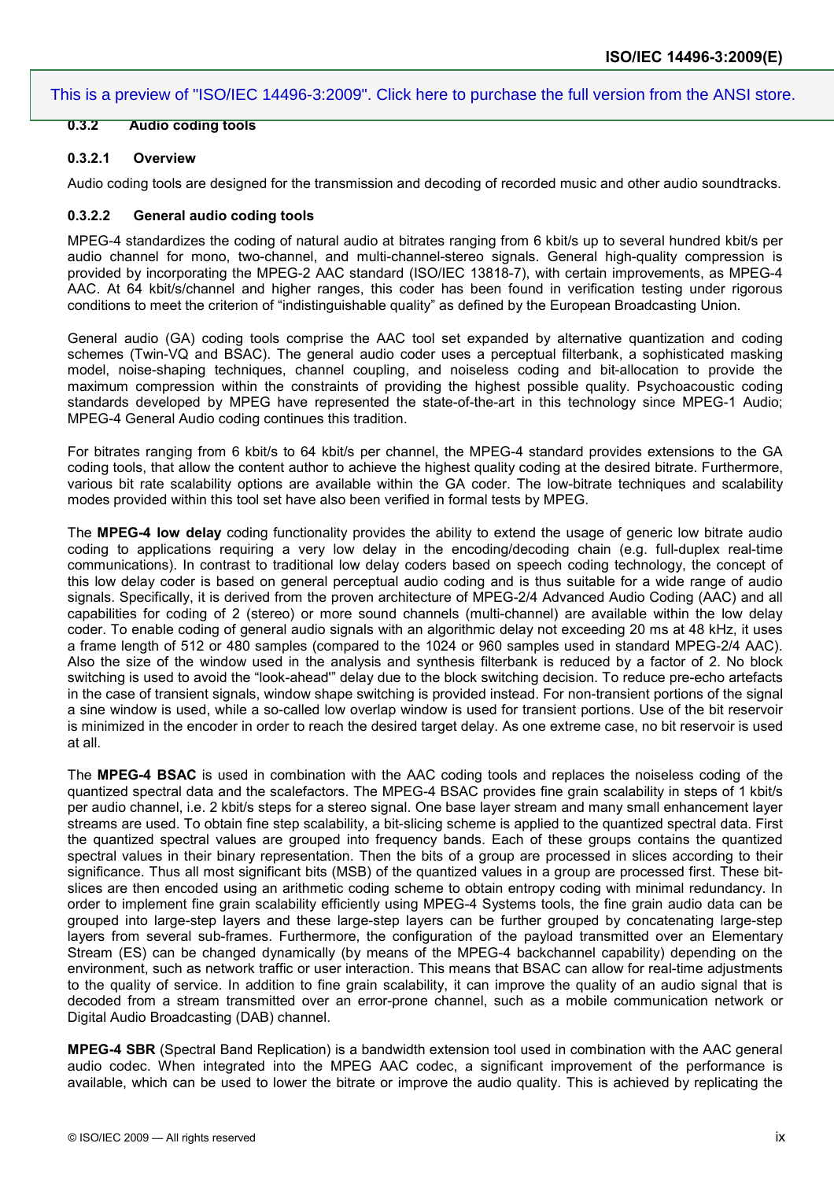### 0.3.2 Audio coding tools

#### 0.3.2.1 Overview

Audio coding tools are designed for the transmission and decoding of recorded music and other audio soundtracks.

#### 0.3.2.2 General audio coding tools

MPEG-4 standardizes the coding of natural audio at bitrates ranging from 6 kbit/s up to several hundred kbit/s per audio channel for mono, two-channel, and multi-channel-stereo signals. General high-quality compression is provided by incorporating the MPEG-2 AAC standard (ISO/IEC 13818-7), with certain improvements, as MPEG-4 AAC. At 64 kbit/s/channel and higher ranges, this coder has been found in verification testing under rigorous conditions to meet the criterion of “indistinguishable quality” as defined by the European Broadcasting Union.

General audio (GA) coding tools comprise the AAC tool set expanded by alternative quantization and coding schemes (Twin-VQ and BSAC). The general audio coder uses a perceptual filterbank, a sophisticated masking model, noise-shaping techniques, channel coupling, and noiseless coding and bit-allocation to provide the maximum compression within the constraints of providing the highest possible quality. Psychoacoustic coding standards developed by MPEG have represented the state-of-the-art in this technology since MPEG-1 Audio; MPEG-4 General Audio coding continues this tradition.

For bitrates ranging from 6 kbit/s to 64 kbit/s per channel, the MPEG-4 standard provides extensions to the GA coding tools, that allow the content author to achieve the highest quality coding at the desired bitrate. Furthermore, various bit rate scalability options are available within the GA coder. The low-bitrate techniques and scalability modes provided within this tool set have also been verified in formal tests by MPEG.

The **MPEG-4 low delay** coding functionality provides the ability to extend the usage of generic low bitrate audio coding to applications requiring a very low delay in the encoding/decoding chain (e.g. full-duplex real-time communications). In contrast to traditional low delay coders based on speech coding technology, the concept of this low delay coder is based on general perceptual audio coding and is thus suitable for a wide range of audio signals. Specifically, it is derived from the proven architecture of MPEG-2/4 Advanced Audio Coding (AAC) and all capabilities for coding of 2 (stereo) or more sound channels (multi-channel) are available within the low delay coder. To enable coding of general audio signals with an algorithmic delay not exceeding 20 ms at 48 kHz, it uses a frame length of 512 or 480 samples (compared to the 1024 or 960 samples used in standard MPEG-2/4 AAC). Also the size of the window used in the analysis and synthesis filterbank is reduced by a factor of 2. No block switching is used to avoid the “look-ahead"” delay due to the block switching decision. To reduce pre-echo artefacts in the case of transient signals, window shape switching is provided instead. For non-transient portions of the signal a sine window is used, while a so-called low overlap window is used for transient portions. Use of the bit reservoir is minimized in the encoder in order to reach the desired target delay. As one extreme case, no bit reservoir is used at all.

The **MPEG-4 BSAC** is used in combination with the AAC coding tools and replaces the noiseless coding of the quantized spectral data and the scalefactors. The MPEG-4 BSAC provides fine grain scalability in steps of 1 kbit/s per audio channel, i.e. 2 kbit/s steps for a stereo signal. One base layer stream and many small enhancement layer streams are used. To obtain fine step scalability, a bit-slicing scheme is applied to the quantized spectral data. First the quantized spectral values are grouped into frequency bands. Each of these groups contains the quantized spectral values in their binary representation. Then the bits of a group are processed in slices according to their significance. Thus all most significant bits (MSB) of the quantized values in a group are processed first. These bit-slices are then encoded using an arithmetic coding scheme to obtain entropy coding with minimal redundancy. In order to implement fine grain scalability efficiently using MPEG-4 Systems tools, the fine grain audio data can be grouped into large-step layers and these large-step layers can be further grouped by concatenating large-step layers from several sub-frames. Furthermore, the configuration of the payload transmitted over an Elementary Stream (ES) can be changed dynamically (by means of the MPEG-4 backchannel capability) depending on the environment, such as network traffic or user interaction. This means that BSAC can allow for real-time adjustments to the quality of service. In addition to fine grain scalability, it can improve the quality of an audio signal that is decoded from a stream transmitted over an error-prone channel, such as a mobile communication network or Digital Audio Broadcasting (DAB) channel.

**MPEG-4 SBR** (Spectral Band Replication) is a bandwidth extension tool used in combination with the AAC general audio codec. When integrated into the MPEG AAC codec, a significant improvement of the performance is available, which can be used to lower the bitrate or improve the audio quality. This is achieved by replicating the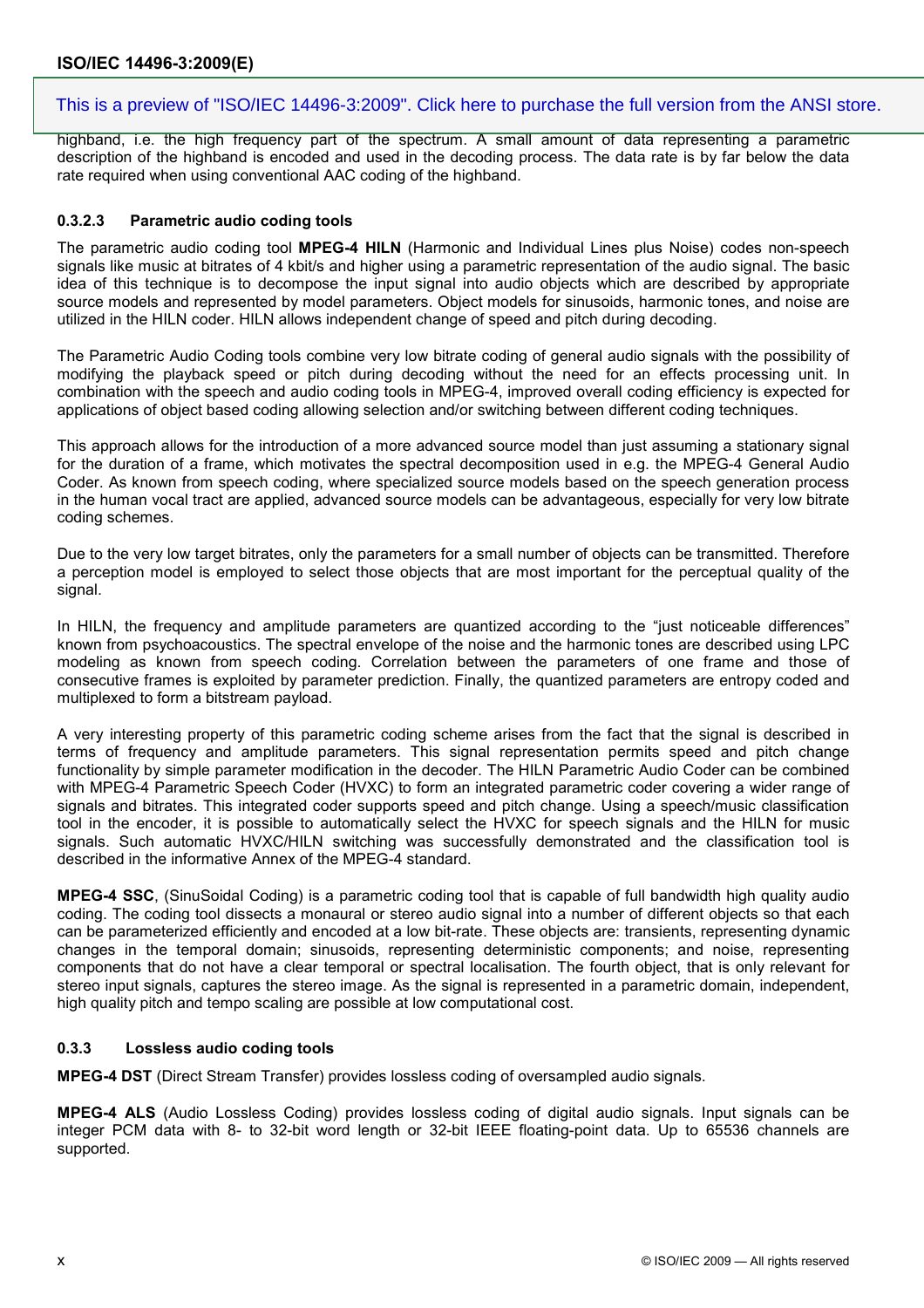highband, i.e. the high frequency part of the spectrum. A small amount of data representing a parametric description of the highband is encoded and used in the decoding process. The data rate is by far below the data rate required when using conventional AAC coding of the highband.

#### 0.3.2.3 Parametric audio coding tools

The parametric audio coding tool **MPEG-4 HILN** (Harmonic and Individual Lines plus Noise) codes non-speech signals like music at bitrates of 4 kbit/s and higher using a parametric representation of the audio signal. The basic idea of this technique is to decompose the input signal into audio objects which are described by appropriate source models and represented by model parameters. Object models for sinusoids, harmonic tones, and noise are utilized in the HILN coder. HILN allows independent change of speed and pitch during decoding.

The Parametric Audio Coding tools combine very low bitrate coding of general audio signals with the possibility of modifying the playback speed or pitch during decoding without the need for an effects processing unit. In combination with the speech and audio coding tools in MPEG-4, improved overall coding efficiency is expected for applications of object based coding allowing selection and/or switching between different coding techniques.

This approach allows for the introduction of a more advanced source model than just assuming a stationary signal for the duration of a frame, which motivates the spectral decomposition used in e.g. the MPEG-4 General Audio Coder. As known from speech coding, where specialized source models based on the speech generation process in the human vocal tract are applied, advanced source models can be advantageous, especially for very low bitrate coding schemes.

Due to the very low target bitrates, only the parameters for a small number of objects can be transmitted. Therefore a perception model is employed to select those objects that are most important for the perceptual quality of the signal.

In HILN, the frequency and amplitude parameters are quantized according to the “just noticeable differences” known from psychoacoustics. The spectral envelope of the noise and the harmonic tones are described using LPC modeling as known from speech coding. Correlation between the parameters of one frame and those of consecutive frames is exploited by parameter prediction. Finally, the quantized parameters are entropy coded and multiplexed to form a bitstream payload.

A very interesting property of this parametric coding scheme arises from the fact that the signal is described in terms of frequency and amplitude parameters. This signal representation permits speed and pitch change functionality by simple parameter modification in the decoder. The HILN Parametric Audio Coder can be combined with MPEG-4 Parametric Speech Coder (HVXC) to form an integrated parametric coder covering a wider range of signals and bitrates. This integrated coder supports speed and pitch change. Using a speech/music classification tool in the encoder, it is possible to automatically select the HVXC for speech signals and the HILN for music signals. Such automatic HVXC/HILN switching was successfully demonstrated and the classification tool is described in the informative Annex of the MPEG-4 standard.

**MPEG-4 SSC**, (SinuSoidal Coding) is a parametric coding tool that is capable of full bandwidth high quality audio coding. The coding tool dissects a monaural or stereo audio signal into a number of different objects so that each can be parameterized efficiently and encoded at a low bit-rate. These objects are: transients, representing dynamic changes in the temporal domain; sinusoids, representing deterministic components; and noise, representing components that do not have a clear temporal or spectral localisation. The fourth object, that is only relevant for stereo input signals, captures the stereo image. As the signal is represented in a parametric domain, independent, high quality pitch and tempo scaling are possible at low computational cost.

### 0.3.3 Lossless audio coding tools

**MPEG-4 DST** (Direct Stream Transfer) provides lossless coding of oversampled audio signals.

**MPEG-4 ALS** (Audio Lossless Coding) provides lossless coding of digital audio signals. Input signals can be integer PCM data with 8- to 32-bit word length or 32-bit IEEE floating-point data. Up to 65536 channels are supported.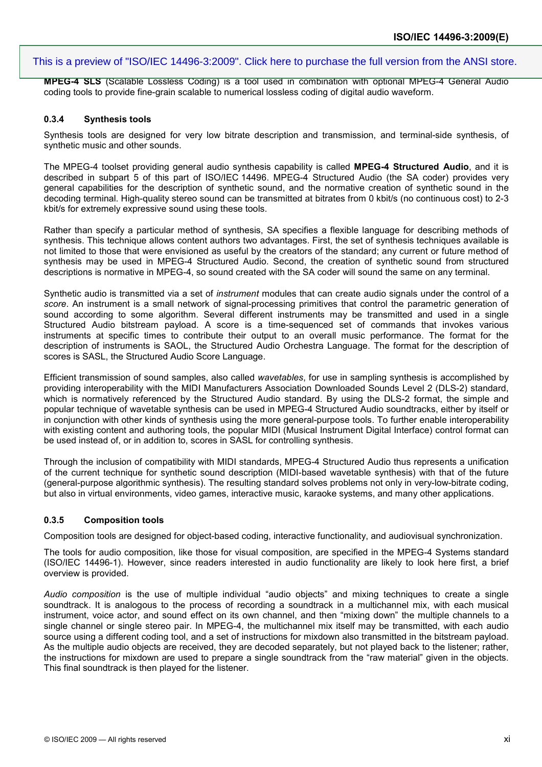**MPEG-4 SLS** (Scalable Lossless Coding) is a tool used in combination with optional MPEG-4 General Audio coding tools to provide fine-grain scalable to numerical lossless coding of digital audio waveform.

### 0.3.4 Synthesis tools

Synthesis tools are designed for very low bitrate description and transmission, and terminal-side synthesis, of synthetic music and other sounds.

The MPEG-4 toolset providing general audio synthesis capability is called **MPEG-4 Structured Audio**, and it is described in subpart 5 of this part of ISO/IEC 14496. MPEG-4 Structured Audio (the SA coder) provides very general capabilities for the description of synthetic sound, and the normative creation of synthetic sound in the decoding terminal. High-quality stereo sound can be transmitted at bitrates from 0 kbit/s (no continuous cost) to 2-3 kbit/s for extremely expressive sound using these tools.

Rather than specify a particular method of synthesis, SA specifies a flexible language for describing methods of synthesis. This technique allows content authors two advantages. First, the set of synthesis techniques available is not limited to those that were envisioned as useful by the creators of the standard; any current or future method of synthesis may be used in MPEG-4 Structured Audio. Second, the creation of synthetic sound from structured descriptions is normative in MPEG-4, so sound created with the SA coder will sound the same on any terminal.

Synthetic audio is transmitted via a set of *instrument* modules that can create audio signals under the control of a *score*. An instrument is a small network of signal-processing primitives that control the parametric generation of sound according to some algorithm. Several different instruments may be transmitted and used in a single Structured Audio bitstream payload. A score is a time-sequenced set of commands that invokes various instruments at specific times to contribute their output to an overall music performance. The format for the description of instruments is SAOL, the Structured Audio Orchestra Language. The format for the description of scores is SASL, the Structured Audio Score Language.

Efficient transmission of sound samples, also called *wavetables*, for use in sampling synthesis is accomplished by providing interoperability with the MIDI Manufacturers Association Downloaded Sounds Level 2 (DLS-2) standard, which is normatively referenced by the Structured Audio standard. By using the DLS-2 format, the simple and popular technique of wavetable synthesis can be used in MPEG-4 Structured Audio soundtracks, either by itself or in conjunction with other kinds of synthesis using the more general-purpose tools. To further enable interoperability with existing content and authoring tools, the popular MIDI (Musical Instrument Digital Interface) control format can be used instead of, or in addition to, scores in SASL for controlling synthesis.

Through the inclusion of compatibility with MIDI standards, MPEG-4 Structured Audio thus represents a unification of the current technique for synthetic sound description (MIDI-based wavetable synthesis) with that of the future (general-purpose algorithmic synthesis). The resulting standard solves problems not only in very-low-bitrate coding, but also in virtual environments, video games, interactive music, karaoke systems, and many other applications.

### 0.3.5 Composition tools

Composition tools are designed for object-based coding, interactive functionality, and audiovisual synchronization.

The tools for audio composition, like those for visual composition, are specified in the MPEG-4 Systems standard (ISO/IEC 14496-1). However, since readers interested in audio functionality are likely to look here first, a brief overview is provided.

*Audio composition* is the use of multiple individual “audio objects” and mixing techniques to create a single soundtrack. It is analogous to the process of recording a soundtrack in a multichannel mix, with each musical instrument, voice actor, and sound effect on its own channel, and then “mixing down” the multiple channels to a single channel or single stereo pair. In MPEG-4, the multichannel mix itself may be transmitted, with each audio source using a different coding tool, and a set of instructions for mixdown also transmitted in the bitstream payload. As the multiple audio objects are received, they are decoded separately, but not played back to the listener; rather, the instructions for mixdown are used to prepare a single soundtrack from the “raw material” given in the objects. This final soundtrack is then played for the listener.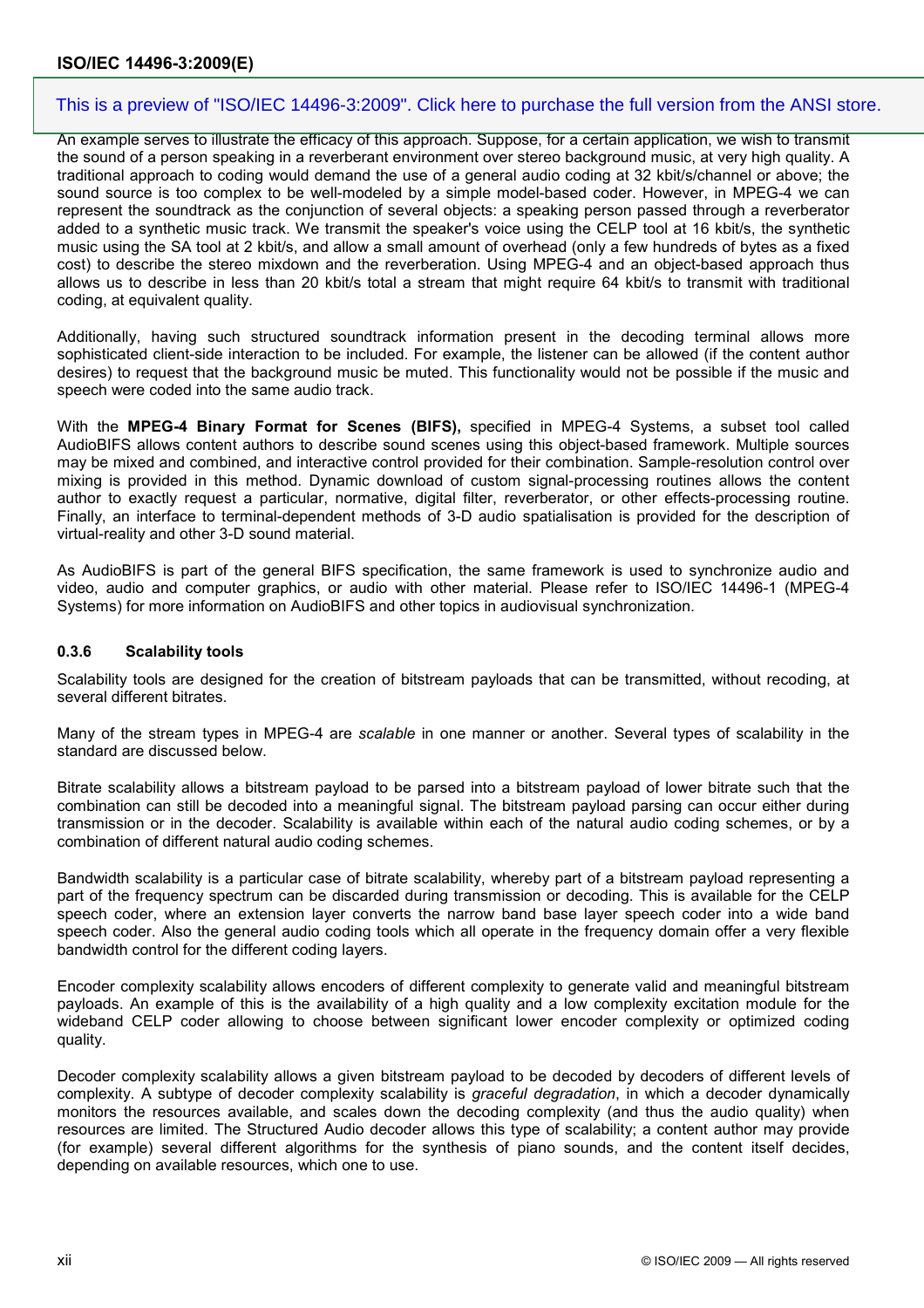An example serves to illustrate the efficacy of this approach. Suppose, for a certain application, we wish to transmit the sound of a person speaking in a reverberant environment over stereo background music, at very high quality. A traditional approach to coding would demand the use of a general audio coding at 32 kbit/s/channel or above; the sound source is too complex to be well-modeled by a simple model-based coder. However, in MPEG-4 we can represent the soundtrack as the conjunction of several objects: a speaking person passed through a reverberator added to a synthetic music track. We transmit the speaker's voice using the CELP tool at 16 kbit/s, the synthetic music using the SA tool at 2 kbit/s, and allow a small amount of overhead (only a few hundreds of bytes as a fixed cost) to describe the stereo mixdown and the reverberation. Using MPEG-4 and an object-based approach thus allows us to describe in less than 20 kbit/s total a stream that might require 64 kbit/s to transmit with traditional coding, at equivalent quality.

Additionally, having such structured soundtrack information present in the decoding terminal allows more sophisticated client-side interaction to be included. For example, the listener can be allowed (if the content author desires) to request that the background music be muted. This functionality would not be possible if the music and speech were coded into the same audio track.

With the **MPEG-4 Binary Format for Scenes (BIFS),** specified in MPEG-4 Systems, a subset tool called AudioBIFS allows content authors to describe sound scenes using this object-based framework. Multiple sources may be mixed and combined, and interactive control provided for their combination. Sample-resolution control over mixing is provided in this method. Dynamic download of custom signal-processing routines allows the content author to exactly request a particular, normative, digital filter, reverberator, or other effects-processing routine. Finally, an interface to terminal-dependent methods of 3-D audio spatialisation is provided for the description of virtual-reality and other 3-D sound material.

As AudioBIFS is part of the general BIFS specification, the same framework is used to synchronize audio and video, audio and computer graphics, or audio with other material. Please refer to ISO/IEC 14496-1 (MPEG-4 Systems) for more information on AudioBIFS and other topics in audiovisual synchronization.

### 0.3.6 Scalability tools

Scalability tools are designed for the creation of bitstream payloads that can be transmitted, without recoding, at several different bitrates.

Many of the stream types in MPEG-4 are *scalable* in one manner or another. Several types of scalability in the standard are discussed below.

Bitrate scalability allows a bitstream payload to be parsed into a bitstream payload of lower bitrate such that the combination can still be decoded into a meaningful signal. The bitstream payload parsing can occur either during transmission or in the decoder. Scalability is available within each of the natural audio coding schemes, or by a combination of different natural audio coding schemes.

Bandwidth scalability is a particular case of bitrate scalability, whereby part of a bitstream payload representing a part of the frequency spectrum can be discarded during transmission or decoding. This is available for the CELP speech coder, where an extension layer converts the narrow band base layer speech coder into a wide band speech coder. Also the general audio coding tools which all operate in the frequency domain offer a very flexible bandwidth control for the different coding layers.

Encoder complexity scalability allows encoders of different complexity to generate valid and meaningful bitstream payloads. An example of this is the availability of a high quality and a low complexity excitation module for the wideband CELP coder allowing to choose between significant lower encoder complexity or optimized coding quality.

Decoder complexity scalability allows a given bitstream payload to be decoded by decoders of different levels of complexity. A subtype of decoder complexity scalability is *graceful degradation*, in which a decoder dynamically monitors the resources available, and scales down the decoding complexity (and thus the audio quality) when resources are limited. The Structured Audio decoder allows this type of scalability; a content author may provide (for example) several different algorithms for the synthesis of piano sounds, and the content itself decides, depending on available resources, which one to use.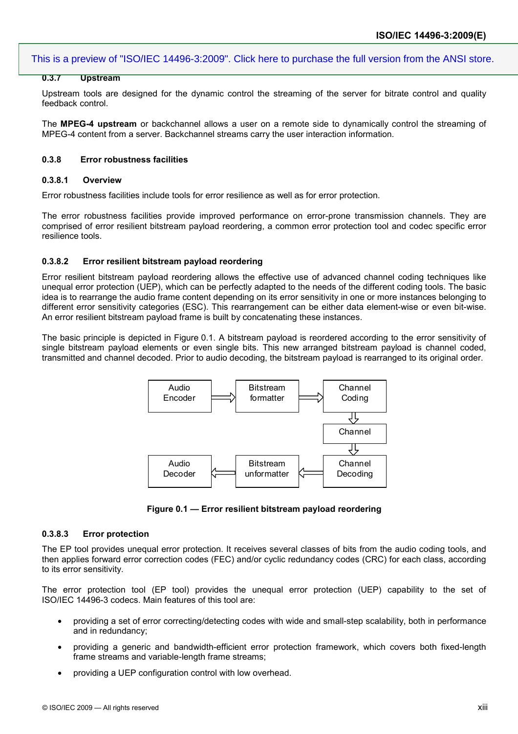#### 0.3.7 Upstream

Upstream tools are designed for the dynamic control the streaming of the server for bitrate control and quality feedback control.

The **MPEG-4 upstream** or backchannel allows a user on a remote side to dynamically control the streaming of MPEG-4 content from a server. Backchannel streams carry the user interaction information.

#### 0.3.8 Error robustness facilities

##### 0.3.8.1 Overview

Error robustness facilities include tools for error resilience as well as for error protection.

The error robustness facilities provide improved performance on error-prone transmission channels. They are comprised of error resilient bitstream payload reordering, a common error protection tool and codec specific error resilience tools.

##### 0.3.8.2 Error resilient bitstream payload reordering

Error resilient bitstream payload reordering allows the effective use of advanced channel coding techniques like unequal error protection (UEP), which can be perfectly adapted to the needs of the different coding tools. The basic idea is to rearrange the audio frame content depending on its error sensitivity in one or more instances belonging to different error sensitivity categories (ESC). This rearrangement can be either data element-wise or even bit-wise. An error resilient bitstream payload frame is built by concatenating these instances.

The basic principle is depicted in Figure 0.1. A bitstream payload is reordered according to the error sensitivity of single bitstream payload elements or even single bits. This new arranged bitstream payload is channel coded, transmitted and channel decoded. Prior to audio decoding, the bitstream payload is rearranged to its original order.

Audio Encoder → Bitstream formatter → Channel Coding → Channel → Channel Decoding → Bitstream unformatter → Audio Decoder

**Figure 0.1 — Error resilient bitstream payload reordering**

##### 0.3.8.3 Error protection

The EP tool provides unequal error protection. It receives several classes of bits from the audio coding tools, and then applies forward error correction codes (FEC) and/or cyclic redundancy codes (CRC) for each class, according to its error sensitivity.

The error protection tool (EP tool) provides the unequal error protection (UEP) capability to the set of ISO/IEC 14496-3 codecs. Main features of this tool are:

- providing a set of error correcting/detecting codes with wide and small-step scalability, both in performance and in redundancy;
- providing a generic and bandwidth-efficient error protection framework, which covers both fixed-length frame streams and variable-length frame streams;
- providing a UEP configuration control with low overhead.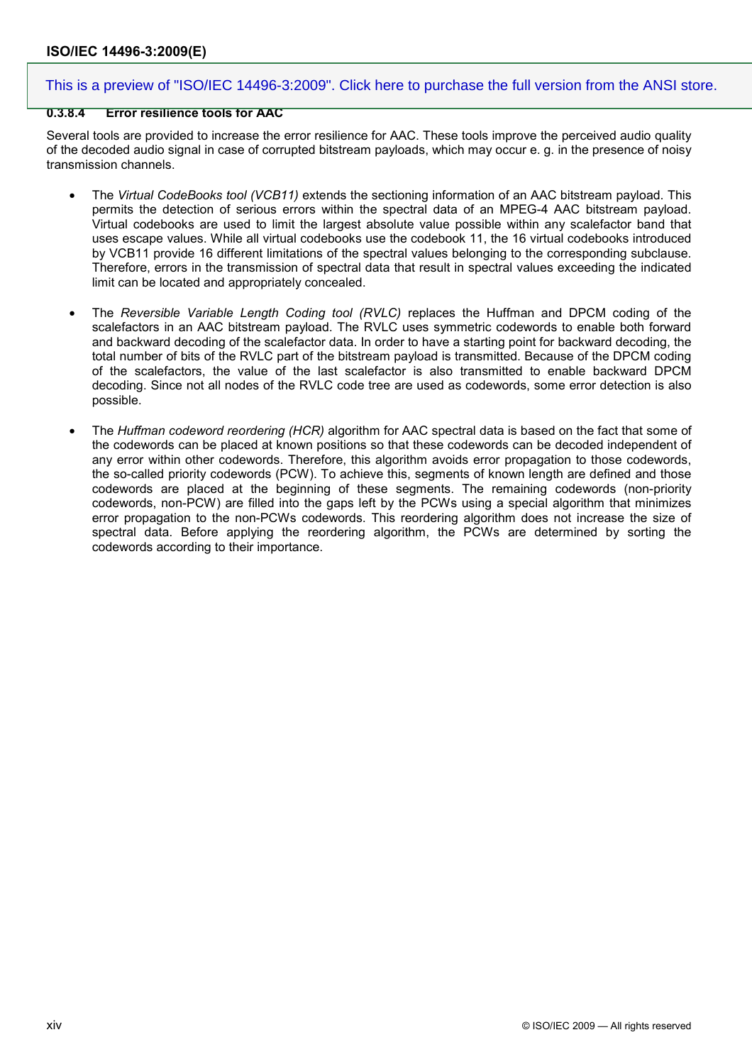#### 0.3.8.4 Error resilience tools for AAC

Several tools are provided to increase the error resilience for AAC. These tools improve the perceived audio quality of the decoded audio signal in case of corrupted bitstream payloads, which may occur e. g. in the presence of noisy transmission channels.

- The *Virtual CodeBooks tool (VCB11)* extends the sectioning information of an AAC bitstream payload. This permits the detection of serious errors within the spectral data of an MPEG-4 AAC bitstream payload. Virtual codebooks are used to limit the largest absolute value possible within any scalefactor band that uses escape values. While all virtual codebooks use the codebook 11, the 16 virtual codebooks introduced by VCB11 provide 16 different limitations of the spectral values belonging to the corresponding subclause. Therefore, errors in the transmission of spectral data that result in spectral values exceeding the indicated limit can be located and appropriately concealed.

- The *Reversible Variable Length Coding tool (RVLC)* replaces the Huffman and DPCM coding of the scalefactors in an AAC bitstream payload. The RVLC uses symmetric codewords to enable both forward and backward decoding of the scalefactor data. In order to have a starting point for backward decoding, the total number of bits of the RVLC part of the bitstream payload is transmitted. Because of the DPCM coding of the scalefactors, the value of the last scalefactor is also transmitted to enable backward DPCM decoding. Since not all nodes of the RVLC code tree are used as codewords, some error detection is also possible.

- The *Huffman codeword reordering (HCR)* algorithm for AAC spectral data is based on the fact that some of the codewords can be placed at known positions so that these codewords can be decoded independent of any error within other codewords. Therefore, this algorithm avoids error propagation to those codewords, the so-called priority codewords (PCW). To achieve this, segments of known length are defined and those codewords are placed at the beginning of these segments. The remaining codewords (non-priority codewords, non-PCW) are filled into the gaps left by the PCWs using a special algorithm that minimizes error propagation to the non-PCWs codewords. This reordering algorithm does not increase the size of spectral data. Before applying the reordering algorithm, the PCWs are determined by sorting the codewords according to their importance.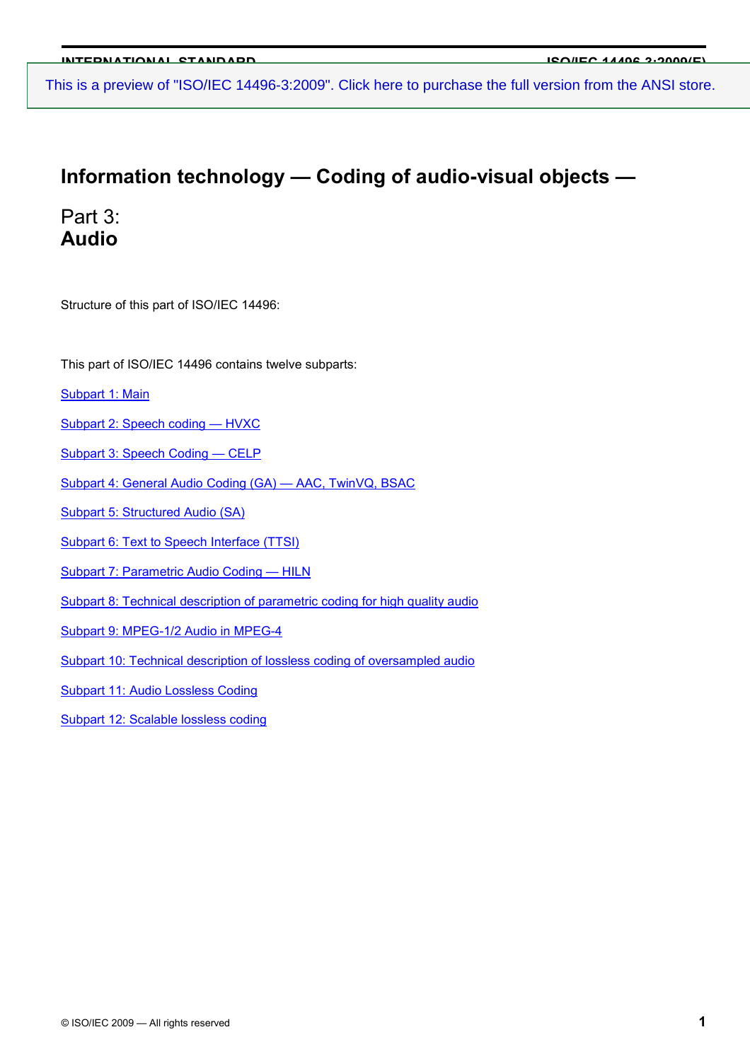# Information technology — Coding of audio-visual objects —

## Part 3:
## Audio

Structure of this part of ISO/IEC 14496:

This part of ISO/IEC 14496 contains twelve subparts:

Subpart 1: Main

Subpart 2: Speech coding — HVXC

Subpart 3: Speech Coding — CELP

Subpart 4: General Audio Coding (GA) — AAC, TwinVQ, BSAC

Subpart 5: Structured Audio (SA)

Subpart 6: Text to Speech Interface (TTSI)

Subpart 7: Parametric Audio Coding — HILN

Subpart 8: Technical description of parametric coding for high quality audio

Subpart 9: MPEG-1/2 Audio in MPEG-4

Subpart 10: Technical description of lossless coding of oversampled audio

Subpart 11: Audio Lossless Coding

Subpart 12: Scalable lossless coding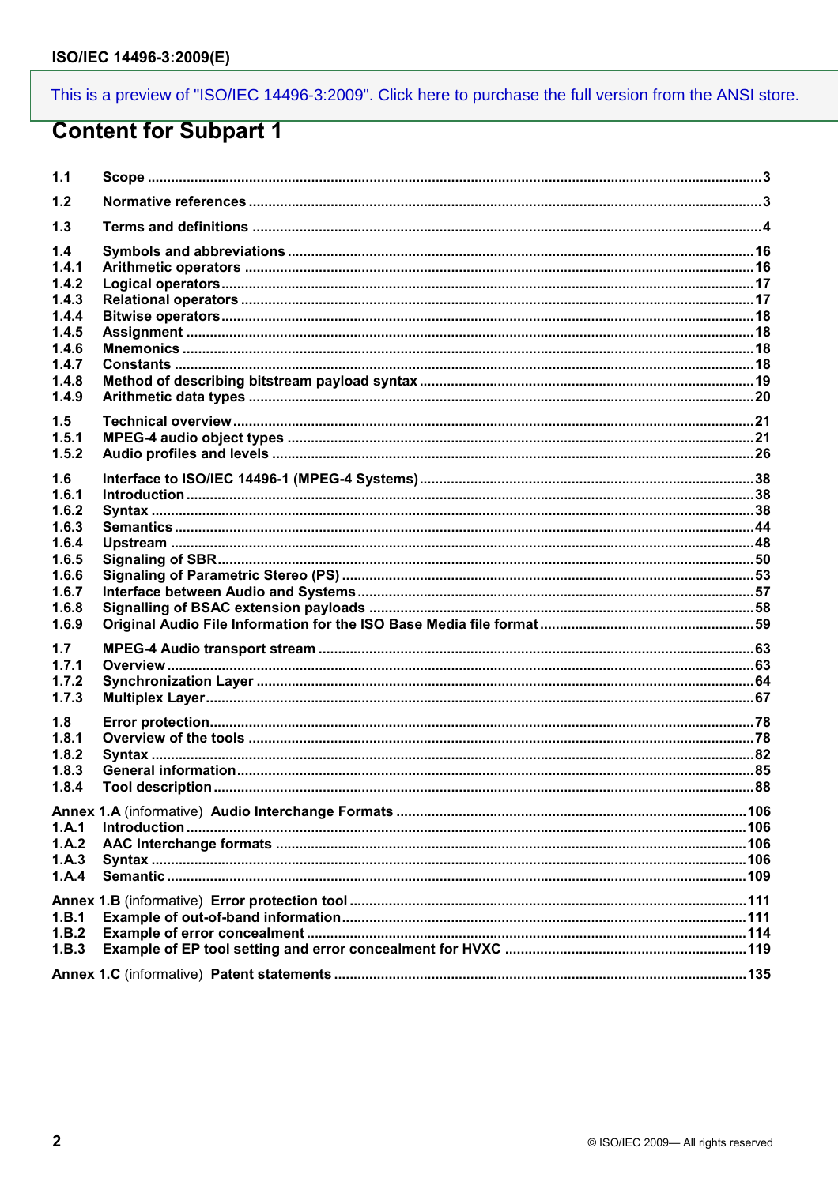This is a preview of "ISO/IEC 14496-3:2009". Click here to purchase the full version from the ANSI store.

# Content for Subpart 1

1.1 Scope ....................3

1.2 Normative references ....................3

1.3 Terms and definitions ....................4

1.4 Symbols and abbreviations ....................16
1.4.1 Arithmetic operators ....................16
1.4.2 Logical operators ....................17
1.4.3 Relational operators ....................17
1.4.4 Bitwise operators ....................18
1.4.5 Assignment ....................18
1.4.6 Mnemonics ....................18
1.4.7 Constants ....................18
1.4.8 Method of describing bitstream payload syntax ....................19
1.4.9 Arithmetic data types ....................20

1.5 Technical overview ....................21
1.5.1 MPEG-4 audio object types ....................21
1.5.2 Audio profiles and levels ....................26

1.6 Interface to ISO/IEC 14496-1 (MPEG-4 Systems) ....................38
1.6.1 Introduction ....................38
1.6.2 Syntax ....................38
1.6.3 Semantics ....................44
1.6.4 Upstream ....................48
1.6.5 Signaling of SBR ....................50
1.6.6 Signaling of Parametric Stereo (PS) ....................53
1.6.7 Interface between Audio and Systems ....................57
1.6.8 Signalling of BSAC extension payloads ....................58
1.6.9 Original Audio File Information for the ISO Base Media file format ....................59

1.7 MPEG-4 Audio transport stream ....................63
1.7.1 Overview ....................63
1.7.2 Synchronization Layer ....................64
1.7.3 Multiplex Layer ....................67

1.8 Error protection ....................78
1.8.1 Overview of the tools ....................78
1.8.2 Syntax ....................82
1.8.3 General information ....................85
1.8.4 Tool description ....................88

Annex 1.A (informative) Audio Interchange Formats ....................106
1.A.1 Introduction ....................106
1.A.2 AAC Interchange formats ....................106
1.A.3 Syntax ....................106
1.A.4 Semantic ....................109

Annex 1.B (informative) Error protection tool ....................111
1.B.1 Example of out-of-band information ....................111
1.B.2 Example of error concealment ....................114
1.B.3 Example of EP tool setting and error concealment for HVXC ....................119

Annex 1.C (informative) Patent statements ....................135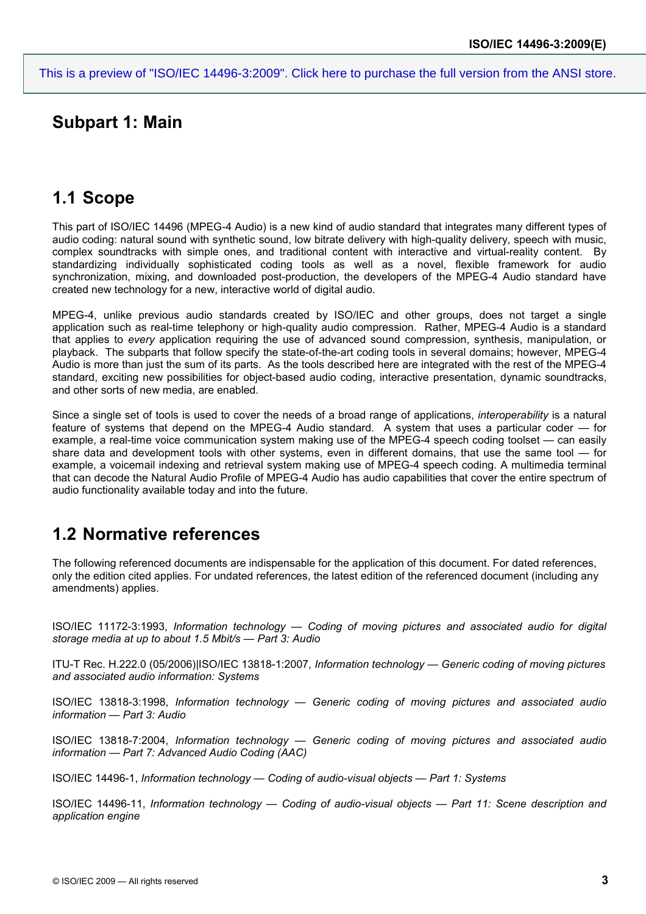This is a preview of "ISO/IEC 14496-3:2009". Click here to purchase the full version from the ANSI store.

# Subpart 1: Main

## 1.1 Scope

This part of ISO/IEC 14496 (MPEG-4 Audio) is a new kind of audio standard that integrates many different types of audio coding: natural sound with synthetic sound, low bitrate delivery with high-quality delivery, speech with music, complex soundtracks with simple ones, and traditional content with interactive and virtual-reality content. By standardizing individually sophisticated coding tools as well as a novel, flexible framework for audio synchronization, mixing, and downloaded post-production, the developers of the MPEG-4 Audio standard have created new technology for a new, interactive world of digital audio.

MPEG-4, unlike previous audio standards created by ISO/IEC and other groups, does not target a single application such as real-time telephony or high-quality audio compression. Rather, MPEG-4 Audio is a standard that applies to *every* application requiring the use of advanced sound compression, synthesis, manipulation, or playback. The subparts that follow specify the state-of-the-art coding tools in several domains; however, MPEG-4 Audio is more than just the sum of its parts. As the tools described here are integrated with the rest of the MPEG-4 standard, exciting new possibilities for object-based audio coding, interactive presentation, dynamic soundtracks, and other sorts of new media, are enabled.

Since a single set of tools is used to cover the needs of a broad range of applications, *interoperability* is a natural feature of systems that depend on the MPEG-4 Audio standard. A system that uses a particular coder — for example, a real-time voice communication system making use of the MPEG-4 speech coding toolset — can easily share data and development tools with other systems, even in different domains, that use the same tool — for example, a voicemail indexing and retrieval system making use of MPEG-4 speech coding. A multimedia terminal that can decode the Natural Audio Profile of MPEG-4 Audio has audio capabilities that cover the entire spectrum of audio functionality available today and into the future.

## 1.2 Normative references

The following referenced documents are indispensable for the application of this document. For dated references, only the edition cited applies. For undated references, the latest edition of the referenced document (including any amendments) applies.

ISO/IEC 11172-3:1993, *Information technology — Coding of moving pictures and associated audio for digital storage media at up to about 1.5 Mbit/s — Part 3: Audio*

ITU-T Rec. H.222.0 (05/2006)|ISO/IEC 13818-1:2007, *Information technology — Generic coding of moving pictures and associated audio information: Systems*

ISO/IEC 13818-3:1998, *Information technology — Generic coding of moving pictures and associated audio information — Part 3: Audio*

ISO/IEC 13818-7:2004, *Information technology — Generic coding of moving pictures and associated audio information — Part 7: Advanced Audio Coding (AAC)*

ISO/IEC 14496-1, *Information technology — Coding of audio-visual objects — Part 1: Systems*

ISO/IEC 14496-11, *Information technology — Coding of audio-visual objects — Part 11: Scene description and application engine*